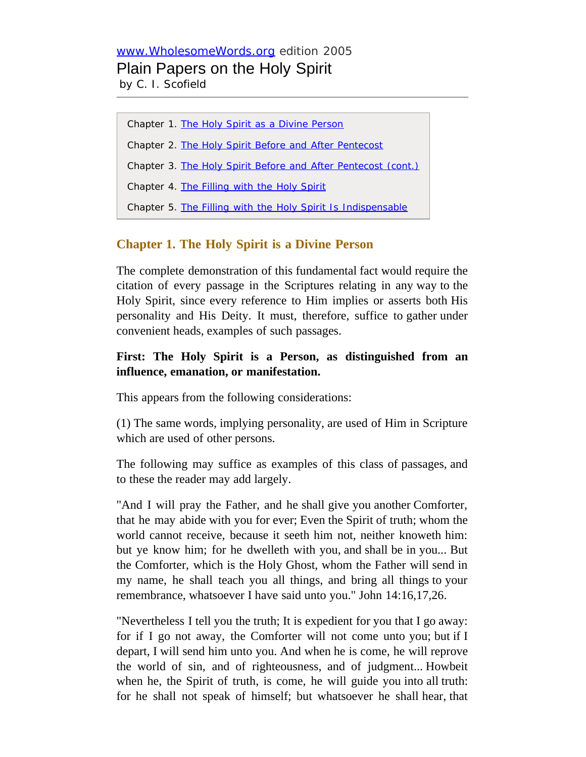www.WholesomeWords.org edition 2005

# Plain Papers on the Holy Spirit

by C. I. Scofield

---

Chapter 1. The Holy Spirit as a Divine Person

Chapter 2. The Holy Spirit Before and After Pentecost

Chapter 3. The Holy Spirit Before and After Pentecost (cont.)

Chapter 4. The Filling with the Holy Spirit

Chapter 5. The Filling with the Holy Spirit Is Indispensable

## Chapter 1. The Holy Spirit is a Divine Person

The complete demonstration of this fundamental fact would require the citation of every passage in the Scriptures relating in any way to the Holy Spirit, since every reference to Him implies or asserts both His personality and His Deity. It must, therefore, suffice to gather under convenient heads, examples of such passages.

**First: The Holy Spirit is a Person, as distinguished from an influence, emanation, or manifestation.**

This appears from the following considerations:

(1) The same words, implying personality, are used of Him in Scripture which are used of other persons.

The following may suffice as examples of this class of passages, and to these the reader may add largely.

"And I will pray the Father, and he shall give you another Comforter, that he may abide with you for ever; Even the Spirit of truth; whom the world cannot receive, because it seeth him not, neither knoweth him: but ye know him; for he dwelleth with you, and shall be in you... But the Comforter, which is the Holy Ghost, whom the Father will send in my name, he shall teach you all things, and bring all things to your remembrance, whatsoever I have said unto you." John 14:16,17,26.

"Nevertheless I tell you the truth; It is expedient for you that I go away: for if I go not away, the Comforter will not come unto you; but if I depart, I will send him unto you. And when he is come, he will reprove the world of sin, and of righteousness, and of judgment... Howbeit when he, the Spirit of truth, is come, he will guide you into all truth: for he shall not speak of himself; but whatsoever he shall hear, that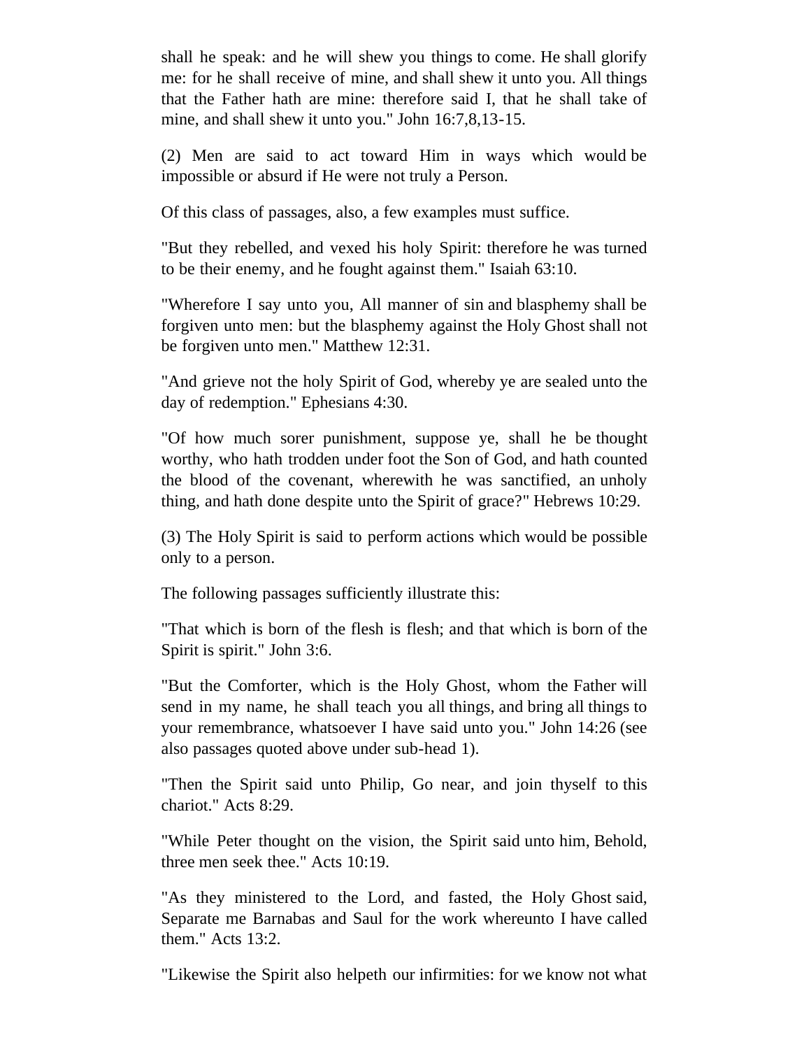shall he speak: and he will shew you things to come. He shall glorify me: for he shall receive of mine, and shall shew it unto you. All things that the Father hath are mine: therefore said I, that he shall take of mine, and shall shew it unto you." John 16:7,8,13-15.

(2) Men are said to act toward Him in ways which would be impossible or absurd if He were not truly a Person.

Of this class of passages, also, a few examples must suffice.

"But they rebelled, and vexed his holy Spirit: therefore he was turned to be their enemy, and he fought against them." Isaiah 63:10.

"Wherefore I say unto you, All manner of sin and blasphemy shall be forgiven unto men: but the blasphemy against the Holy Ghost shall not be forgiven unto men." Matthew 12:31.

"And grieve not the holy Spirit of God, whereby ye are sealed unto the day of redemption." Ephesians 4:30.

"Of how much sorer punishment, suppose ye, shall he be thought worthy, who hath trodden under foot the Son of God, and hath counted the blood of the covenant, wherewith he was sanctified, an unholy thing, and hath done despite unto the Spirit of grace?" Hebrews 10:29.

(3) The Holy Spirit is said to perform actions which would be possible only to a person.

The following passages sufficiently illustrate this:

"That which is born of the flesh is flesh; and that which is born of the Spirit is spirit." John 3:6.

"But the Comforter, which is the Holy Ghost, whom the Father will send in my name, he shall teach you all things, and bring all things to your remembrance, whatsoever I have said unto you." John 14:26 (see also passages quoted above under sub-head 1).

"Then the Spirit said unto Philip, Go near, and join thyself to this chariot." Acts 8:29.

"While Peter thought on the vision, the Spirit said unto him, Behold, three men seek thee." Acts 10:19.

"As they ministered to the Lord, and fasted, the Holy Ghost said, Separate me Barnabas and Saul for the work whereunto I have called them." Acts 13:2.

"Likewise the Spirit also helpeth our infirmities: for we know not what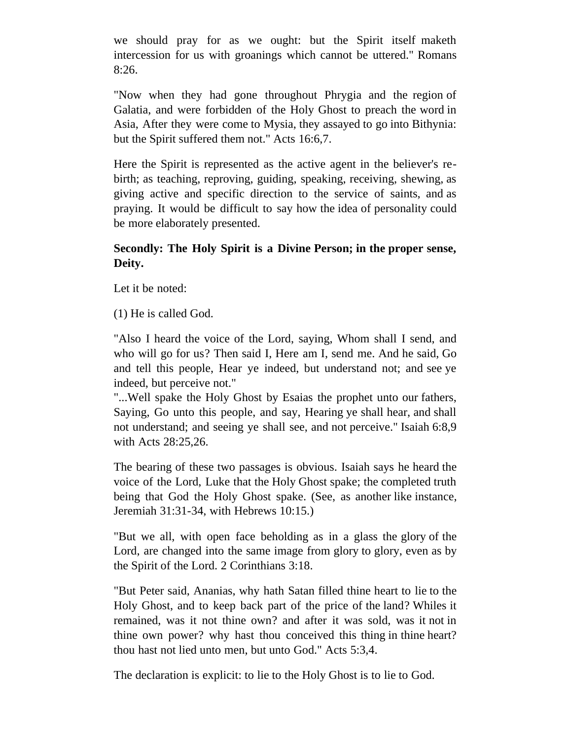we should pray for as we ought: but the Spirit itself maketh intercession for us with groanings which cannot be uttered." Romans 8:26.

"Now when they had gone throughout Phrygia and the region of Galatia, and were forbidden of the Holy Ghost to preach the word in Asia, After they were come to Mysia, they assayed to go into Bithynia: but the Spirit suffered them not." Acts 16:6,7.

Here the Spirit is represented as the active agent in the believer's re-birth; as teaching, reproving, guiding, speaking, receiving, shewing, as giving active and specific direction to the service of saints, and as praying. It would be difficult to say how the idea of personality could be more elaborately presented.

**Secondly: The Holy Spirit is a Divine Person; in the proper sense, Deity.**

Let it be noted:

(1) He is called God.

"Also I heard the voice of the Lord, saying, Whom shall I send, and who will go for us? Then said I, Here am I, send me. And he said, Go and tell this people, Hear ye indeed, but understand not; and see ye indeed, but perceive not."
"...Well spake the Holy Ghost by Esaias the prophet unto our fathers, Saying, Go unto this people, and say, Hearing ye shall hear, and shall not understand; and seeing ye shall see, and not perceive." Isaiah 6:8,9 with Acts 28:25,26.

The bearing of these two passages is obvious. Isaiah says he heard the voice of the Lord, Luke that the Holy Ghost spake; the completed truth being that God the Holy Ghost spake. (See, as another like instance, Jeremiah 31:31-34, with Hebrews 10:15.)

"But we all, with open face beholding as in a glass the glory of the Lord, are changed into the same image from glory to glory, even as by the Spirit of the Lord. 2 Corinthians 3:18.

"But Peter said, Ananias, why hath Satan filled thine heart to lie to the Holy Ghost, and to keep back part of the price of the land? Whiles it remained, was it not thine own? and after it was sold, was it not in thine own power? why hast thou conceived this thing in thine heart? thou hast not lied unto men, but unto God." Acts 5:3,4.

The declaration is explicit: to lie to the Holy Ghost is to lie to God.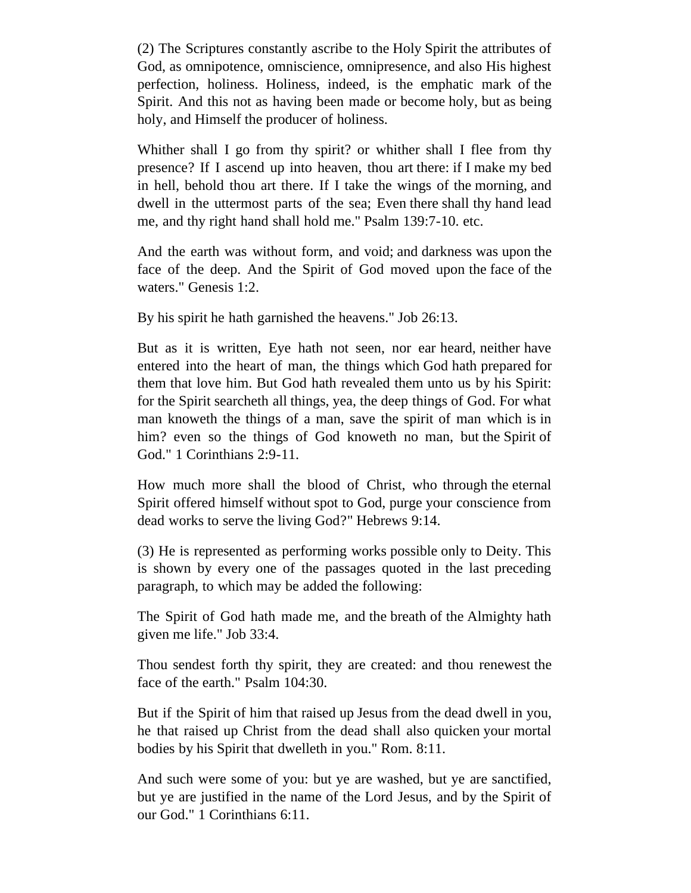(2) The Scriptures constantly ascribe to the Holy Spirit the attributes of God, as omnipotence, omniscience, omnipresence, and also His highest perfection, holiness. Holiness, indeed, is the emphatic mark of the Spirit. And this not as having been made or become holy, but as being holy, and Himself the producer of holiness.

Whither shall I go from thy spirit? or whither shall I flee from thy presence? If I ascend up into heaven, thou art there: if I make my bed in hell, behold thou art there. If I take the wings of the morning, and dwell in the uttermost parts of the sea; Even there shall thy hand lead me, and thy right hand shall hold me." Psalm 139:7-10. etc.

And the earth was without form, and void; and darkness was upon the face of the deep. And the Spirit of God moved upon the face of the waters." Genesis 1:2.

By his spirit he hath garnished the heavens." Job 26:13.

But as it is written, Eye hath not seen, nor ear heard, neither have entered into the heart of man, the things which God hath prepared for them that love him. But God hath revealed them unto us by his Spirit: for the Spirit searcheth all things, yea, the deep things of God. For what man knoweth the things of a man, save the spirit of man which is in him? even so the things of God knoweth no man, but the Spirit of God." 1 Corinthians 2:9-11.

How much more shall the blood of Christ, who through the eternal Spirit offered himself without spot to God, purge your conscience from dead works to serve the living God?" Hebrews 9:14.

(3) He is represented as performing works possible only to Deity. This is shown by every one of the passages quoted in the last preceding paragraph, to which may be added the following:

The Spirit of God hath made me, and the breath of the Almighty hath given me life." Job 33:4.

Thou sendest forth thy spirit, they are created: and thou renewest the face of the earth." Psalm 104:30.

But if the Spirit of him that raised up Jesus from the dead dwell in you, he that raised up Christ from the dead shall also quicken your mortal bodies by his Spirit that dwelleth in you." Rom. 8:11.

And such were some of you: but ye are washed, but ye are sanctified, but ye are justified in the name of the Lord Jesus, and by the Spirit of our God." 1 Corinthians 6:11.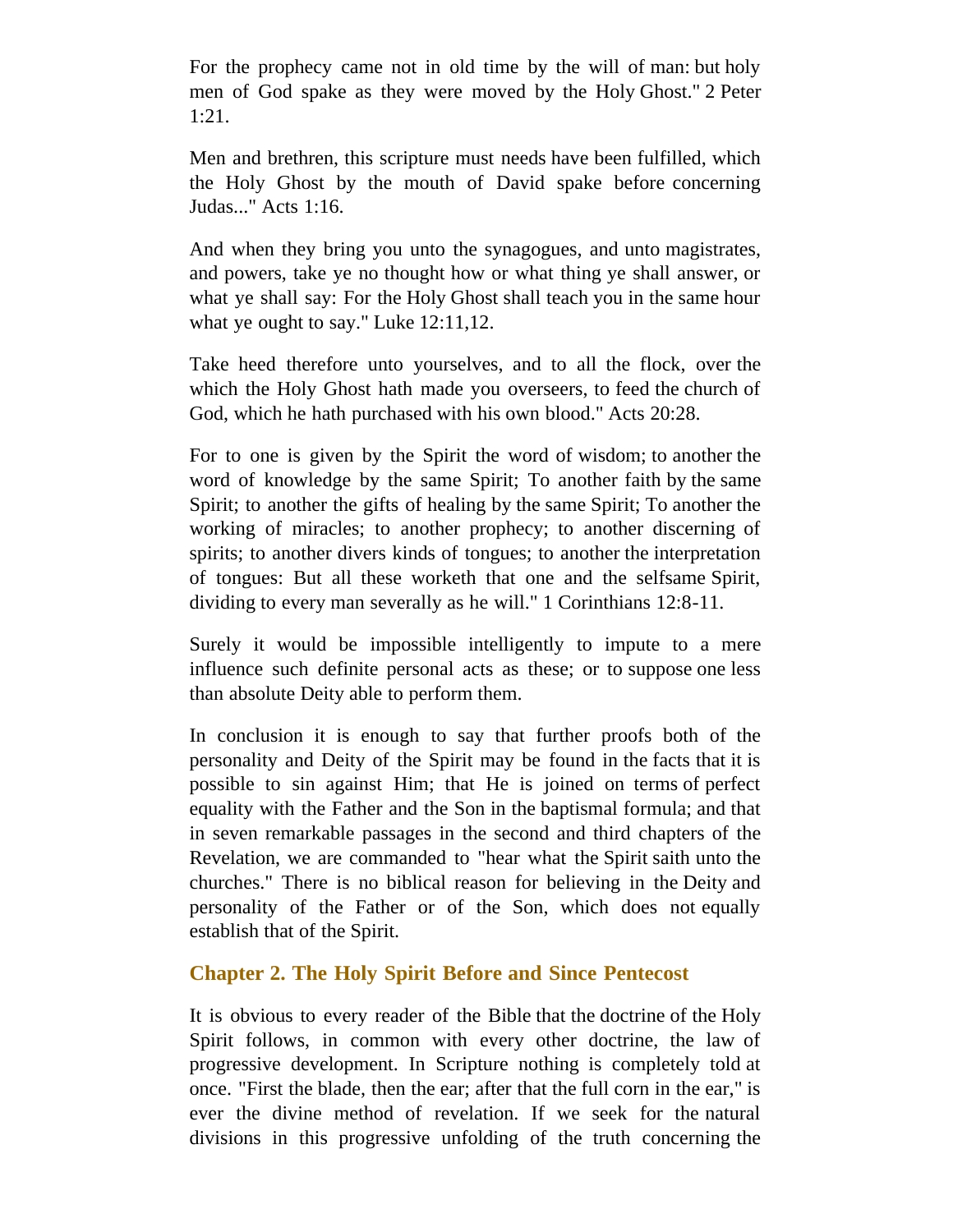For the prophecy came not in old time by the will of man: but holy men of God spake as they were moved by the Holy Ghost." 2 Peter 1:21.

Men and brethren, this scripture must needs have been fulfilled, which the Holy Ghost by the mouth of David spake before concerning Judas..." Acts 1:16.

And when they bring you unto the synagogues, and unto magistrates, and powers, take ye no thought how or what thing ye shall answer, or what ye shall say: For the Holy Ghost shall teach you in the same hour what ye ought to say." Luke 12:11,12.

Take heed therefore unto yourselves, and to all the flock, over the which the Holy Ghost hath made you overseers, to feed the church of God, which he hath purchased with his own blood." Acts 20:28.

For to one is given by the Spirit the word of wisdom; to another the word of knowledge by the same Spirit; To another faith by the same Spirit; to another the gifts of healing by the same Spirit; To another the working of miracles; to another prophecy; to another discerning of spirits; to another divers kinds of tongues; to another the interpretation of tongues: But all these worketh that one and the selfsame Spirit, dividing to every man severally as he will." 1 Corinthians 12:8-11.

Surely it would be impossible intelligently to impute to a mere influence such definite personal acts as these; or to suppose one less than absolute Deity able to perform them.

In conclusion it is enough to say that further proofs both of the personality and Deity of the Spirit may be found in the facts that it is possible to sin against Him; that He is joined on terms of perfect equality with the Father and the Son in the baptismal formula; and that in seven remarkable passages in the second and third chapters of the Revelation, we are commanded to "hear what the Spirit saith unto the churches." There is no biblical reason for believing in the Deity and personality of the Father or of the Son, which does not equally establish that of the Spirit.

## Chapter 2. The Holy Spirit Before and Since Pentecost

It is obvious to every reader of the Bible that the doctrine of the Holy Spirit follows, in common with every other doctrine, the law of progressive development. In Scripture nothing is completely told at once. "First the blade, then the ear; after that the full corn in the ear," is ever the divine method of revelation. If we seek for the natural divisions in this progressive unfolding of the truth concerning the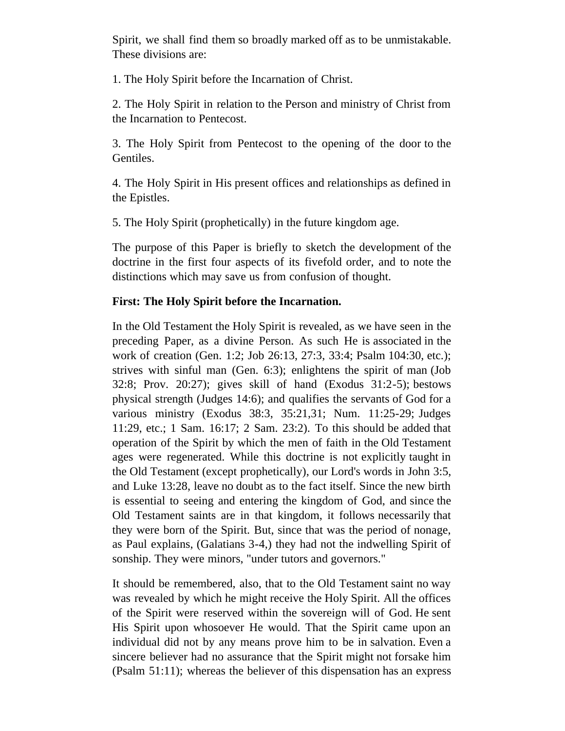Spirit, we shall find them so broadly marked off as to be unmistakable. These divisions are:

1. The Holy Spirit before the Incarnation of Christ.

2. The Holy Spirit in relation to the Person and ministry of Christ from the Incarnation to Pentecost.

3. The Holy Spirit from Pentecost to the opening of the door to the Gentiles.

4. The Holy Spirit in His present offices and relationships as defined in the Epistles.

5. The Holy Spirit (prophetically) in the future kingdom age.

The purpose of this Paper is briefly to sketch the development of the doctrine in the first four aspects of its fivefold order, and to note the distinctions which may save us from confusion of thought.

**First: The Holy Spirit before the Incarnation.**

In the Old Testament the Holy Spirit is revealed, as we have seen in the preceding Paper, as a divine Person. As such He is associated in the work of creation (Gen. 1:2; Job 26:13, 27:3, 33:4; Psalm 104:30, etc.); strives with sinful man (Gen. 6:3); enlightens the spirit of man (Job 32:8; Prov. 20:27); gives skill of hand (Exodus 31:2-5); bestows physical strength (Judges 14:6); and qualifies the servants of God for a various ministry (Exodus 38:3, 35:21,31; Num. 11:25-29; Judges 11:29, etc.; 1 Sam. 16:17; 2 Sam. 23:2). To this should be added that operation of the Spirit by which the men of faith in the Old Testament ages were regenerated. While this doctrine is not explicitly taught in the Old Testament (except prophetically), our Lord's words in John 3:5, and Luke 13:28, leave no doubt as to the fact itself. Since the new birth is essential to seeing and entering the kingdom of God, and since the Old Testament saints are in that kingdom, it follows necessarily that they were born of the Spirit. But, since that was the period of nonage, as Paul explains, (Galatians 3-4,) they had not the indwelling Spirit of sonship. They were minors, "under tutors and governors."

It should be remembered, also, that to the Old Testament saint no way was revealed by which he might receive the Holy Spirit. All the offices of the Spirit were reserved within the sovereign will of God. He sent His Spirit upon whosoever He would. That the Spirit came upon an individual did not by any means prove him to be in salvation. Even a sincere believer had no assurance that the Spirit might not forsake him (Psalm 51:11); whereas the believer of this dispensation has an express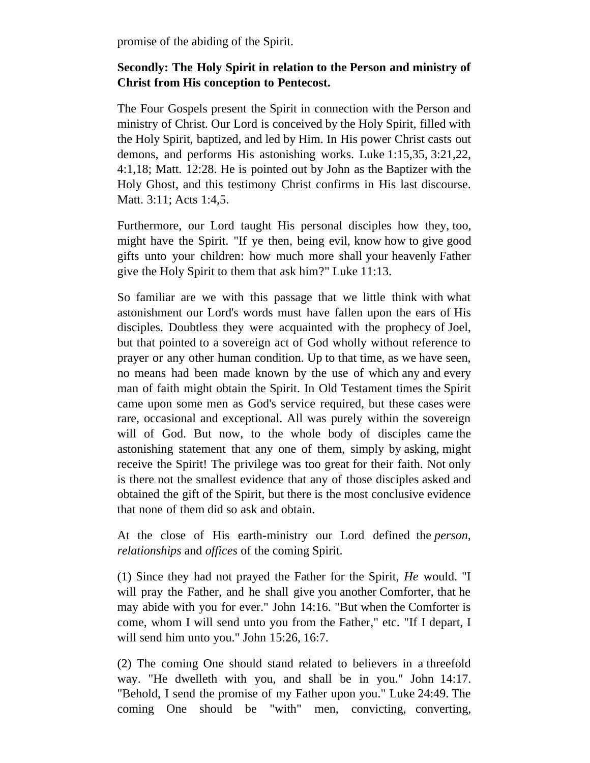promise of the abiding of the Spirit.

**Secondly: The Holy Spirit in relation to the Person and ministry of Christ from His conception to Pentecost.**

The Four Gospels present the Spirit in connection with the Person and ministry of Christ. Our Lord is conceived by the Holy Spirit, filled with the Holy Spirit, baptized, and led by Him. In His power Christ casts out demons, and performs His astonishing works. Luke 1:15,35, 3:21,22, 4:1,18; Matt. 12:28. He is pointed out by John as the Baptizer with the Holy Ghost, and this testimony Christ confirms in His last discourse. Matt. 3:11; Acts 1:4,5.

Furthermore, our Lord taught His personal disciples how they, too, might have the Spirit. "If ye then, being evil, know how to give good gifts unto your children: how much more shall your heavenly Father give the Holy Spirit to them that ask him?" Luke 11:13.

So familiar are we with this passage that we little think with what astonishment our Lord's words must have fallen upon the ears of His disciples. Doubtless they were acquainted with the prophecy of Joel, but that pointed to a sovereign act of God wholly without reference to prayer or any other human condition. Up to that time, as we have seen, no means had been made known by the use of which any and every man of faith might obtain the Spirit. In Old Testament times the Spirit came upon some men as God's service required, but these cases were rare, occasional and exceptional. All was purely within the sovereign will of God. But now, to the whole body of disciples came the astonishing statement that any one of them, simply by asking, might receive the Spirit! The privilege was too great for their faith. Not only is there not the smallest evidence that any of those disciples asked and obtained the gift of the Spirit, but there is the most conclusive evidence that none of them did so ask and obtain.

At the close of His earth-ministry our Lord defined the *person, relationships* and *offices* of the coming Spirit.

(1) Since they had not prayed the Father for the Spirit, *He* would. "I will pray the Father, and he shall give you another Comforter, that he may abide with you for ever." John 14:16. "But when the Comforter is come, whom I will send unto you from the Father," etc. "If I depart, I will send him unto you." John 15:26, 16:7.

(2) The coming One should stand related to believers in a threefold way. "He dwelleth with you, and shall be in you." John 14:17. "Behold, I send the promise of my Father upon you." Luke 24:49. The coming One should be "with" men, convicting, converting,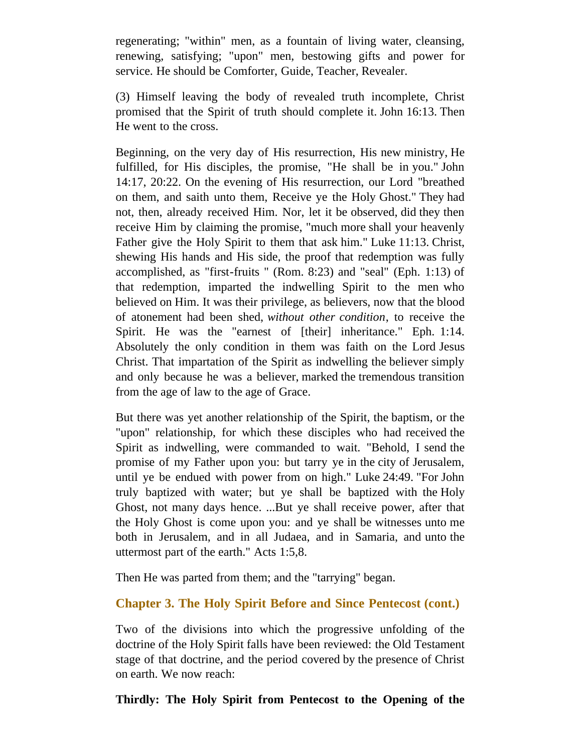regenerating; "within" men, as a fountain of living water, cleansing, renewing, satisfying; "upon" men, bestowing gifts and power for service. He should be Comforter, Guide, Teacher, Revealer.

(3) Himself leaving the body of revealed truth incomplete, Christ promised that the Spirit of truth should complete it. John 16:13. Then He went to the cross.

Beginning, on the very day of His resurrection, His new ministry, He fulfilled, for His disciples, the promise, "He shall be in you." John 14:17, 20:22. On the evening of His resurrection, our Lord "breathed on them, and saith unto them, Receive ye the Holy Ghost." They had not, then, already received Him. Nor, let it be observed, did they then receive Him by claiming the promise, "much more shall your heavenly Father give the Holy Spirit to them that ask him." Luke 11:13. Christ, shewing His hands and His side, the proof that redemption was fully accomplished, as "first-fruits " (Rom. 8:23) and "seal" (Eph. 1:13) of that redemption, imparted the indwelling Spirit to the men who believed on Him. It was their privilege, as believers, now that the blood of atonement had been shed, *without other condition*, to receive the Spirit. He was the "earnest of [their] inheritance." Eph. 1:14. Absolutely the only condition in them was faith on the Lord Jesus Christ. That impartation of the Spirit as indwelling the believer simply and only because he was a believer, marked the tremendous transition from the age of law to the age of Grace.

But there was yet another relationship of the Spirit, the baptism, or the "upon" relationship, for which these disciples who had received the Spirit as indwelling, were commanded to wait. "Behold, I send the promise of my Father upon you: but tarry ye in the city of Jerusalem, until ye be endued with power from on high." Luke 24:49. "For John truly baptized with water; but ye shall be baptized with the Holy Ghost, not many days hence. ...But ye shall receive power, after that the Holy Ghost is come upon you: and ye shall be witnesses unto me both in Jerusalem, and in all Judaea, and in Samaria, and unto the uttermost part of the earth." Acts 1:5,8.

Then He was parted from them; and the "tarrying" began.

## Chapter 3. The Holy Spirit Before and Since Pentecost (cont.)

Two of the divisions into which the progressive unfolding of the doctrine of the Holy Spirit falls have been reviewed: the Old Testament stage of that doctrine, and the period covered by the presence of Christ on earth. We now reach:

**Thirdly: The Holy Spirit from Pentecost to the Opening of the**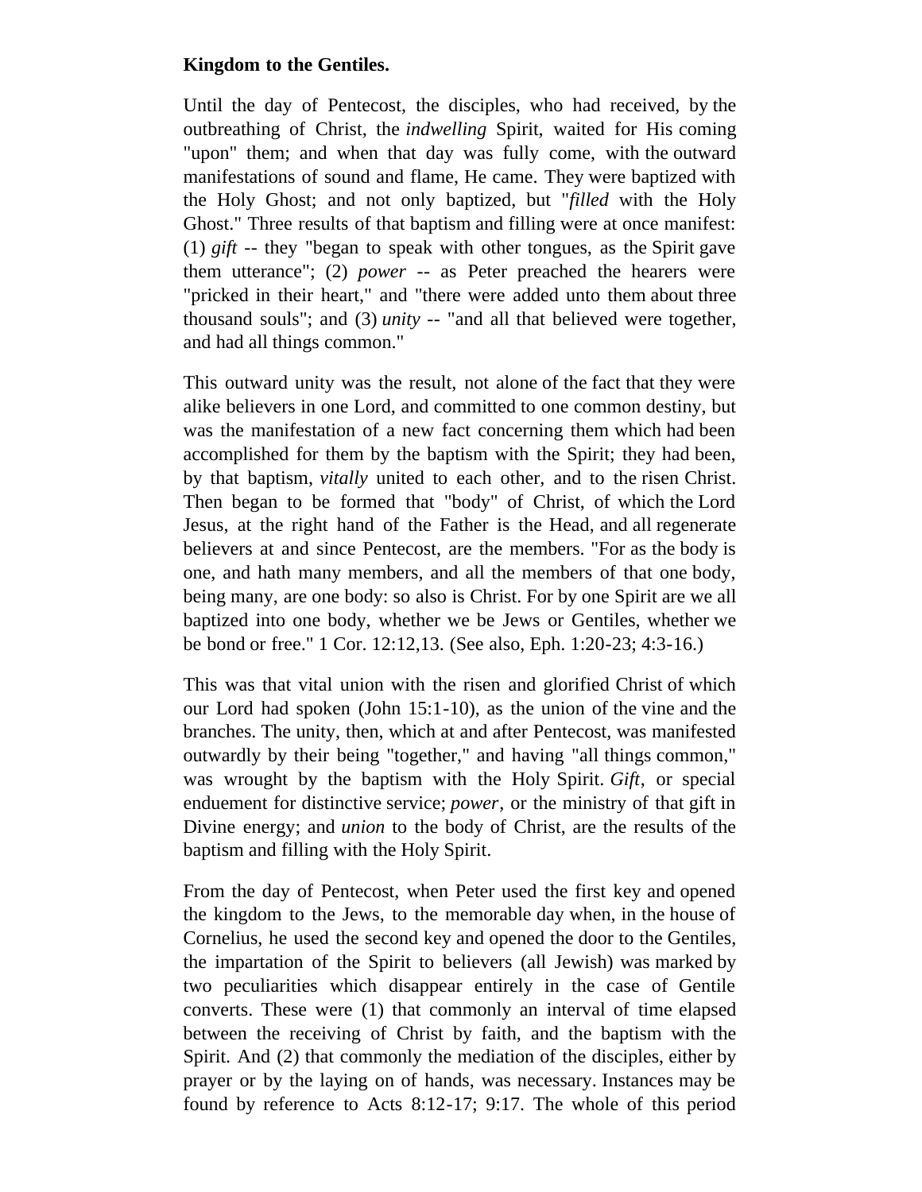**Kingdom to the Gentiles.**

Until the day of Pentecost, the disciples, who had received, by the outbreathing of Christ, the *indwelling* Spirit, waited for His coming "upon" them; and when that day was fully come, with the outward manifestations of sound and flame, He came. They were baptized with the Holy Ghost; and not only baptized, but "*filled* with the Holy Ghost." Three results of that baptism and filling were at once manifest: (1) *gift* -- they "began to speak with other tongues, as the Spirit gave them utterance"; (2) *power* -- as Peter preached the hearers were "pricked in their heart," and "there were added unto them about three thousand souls"; and (3) *unity* -- "and all that believed were together, and had all things common."

This outward unity was the result, not alone of the fact that they were alike believers in one Lord, and committed to one common destiny, but was the manifestation of a new fact concerning them which had been accomplished for them by the baptism with the Spirit; they had been, by that baptism, *vitally* united to each other, and to the risen Christ. Then began to be formed that "body" of Christ, of which the Lord Jesus, at the right hand of the Father is the Head, and all regenerate believers at and since Pentecost, are the members. "For as the body is one, and hath many members, and all the members of that one body, being many, are one body: so also is Christ. For by one Spirit are we all baptized into one body, whether we be Jews or Gentiles, whether we be bond or free." 1 Cor. 12:12,13. (See also, Eph. 1:20-23; 4:3-16.)

This was that vital union with the risen and glorified Christ of which our Lord had spoken (John 15:1-10), as the union of the vine and the branches. The unity, then, which at and after Pentecost, was manifested outwardly by their being "together," and having "all things common," was wrought by the baptism with the Holy Spirit. *Gift*, or special enduement for distinctive service; *power*, or the ministry of that gift in Divine energy; and *union* to the body of Christ, are the results of the baptism and filling with the Holy Spirit.

From the day of Pentecost, when Peter used the first key and opened the kingdom to the Jews, to the memorable day when, in the house of Cornelius, he used the second key and opened the door to the Gentiles, the impartation of the Spirit to believers (all Jewish) was marked by two peculiarities which disappear entirely in the case of Gentile converts. These were (1) that commonly an interval of time elapsed between the receiving of Christ by faith, and the baptism with the Spirit. And (2) that commonly the mediation of the disciples, either by prayer or by the laying on of hands, was necessary. Instances may be found by reference to Acts 8:12-17; 9:17. The whole of this period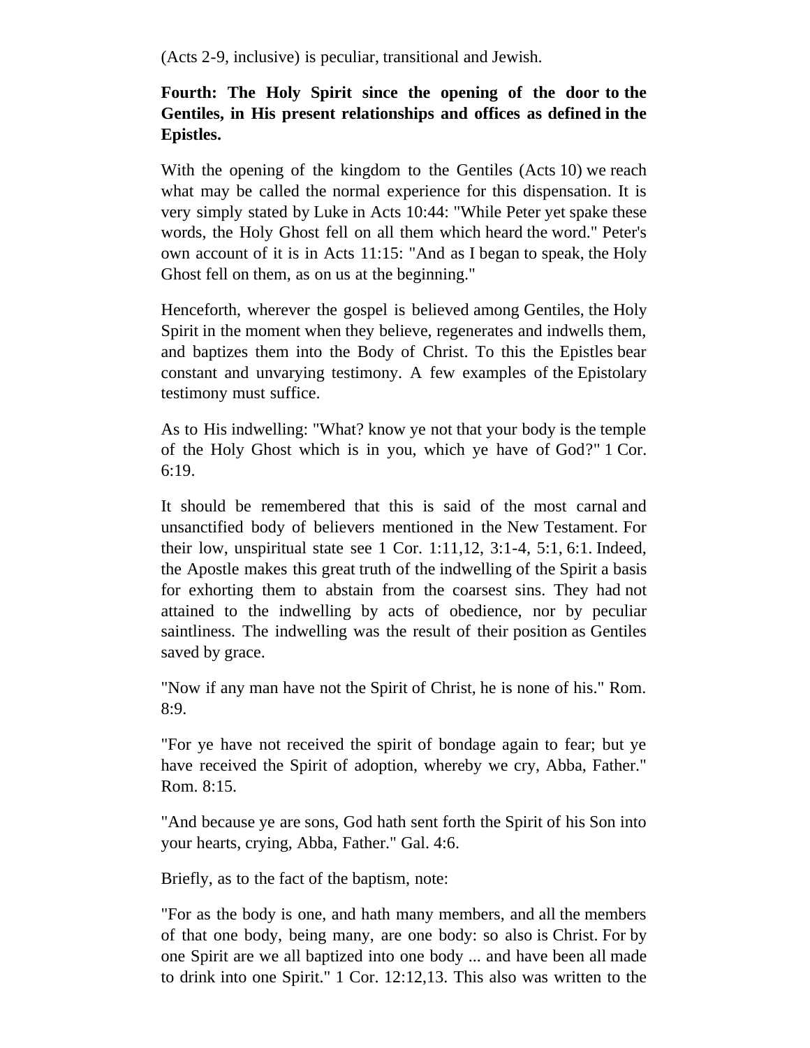(Acts 2-9, inclusive) is peculiar, transitional and Jewish.

**Fourth: The Holy Spirit since the opening of the door to the Gentiles, in His present relationships and offices as defined in the Epistles.**

With the opening of the kingdom to the Gentiles (Acts 10) we reach what may be called the normal experience for this dispensation. It is very simply stated by Luke in Acts 10:44: "While Peter yet spake these words, the Holy Ghost fell on all them which heard the word." Peter's own account of it is in Acts 11:15: "And as I began to speak, the Holy Ghost fell on them, as on us at the beginning."

Henceforth, wherever the gospel is believed among Gentiles, the Holy Spirit in the moment when they believe, regenerates and indwells them, and baptizes them into the Body of Christ. To this the Epistles bear constant and unvarying testimony. A few examples of the Epistolary testimony must suffice.

As to His indwelling: "What? know ye not that your body is the temple of the Holy Ghost which is in you, which ye have of God?" 1 Cor. 6:19.

It should be remembered that this is said of the most carnal and unsanctified body of believers mentioned in the New Testament. For their low, unspiritual state see 1 Cor. 1:11,12, 3:1-4, 5:1, 6:1. Indeed, the Apostle makes this great truth of the indwelling of the Spirit a basis for exhorting them to abstain from the coarsest sins. They had not attained to the indwelling by acts of obedience, nor by peculiar saintliness. The indwelling was the result of their position as Gentiles saved by grace.

"Now if any man have not the Spirit of Christ, he is none of his." Rom. 8:9.

"For ye have not received the spirit of bondage again to fear; but ye have received the Spirit of adoption, whereby we cry, Abba, Father." Rom. 8:15.

"And because ye are sons, God hath sent forth the Spirit of his Son into your hearts, crying, Abba, Father." Gal. 4:6.

Briefly, as to the fact of the baptism, note:

"For as the body is one, and hath many members, and all the members of that one body, being many, are one body: so also is Christ. For by one Spirit are we all baptized into one body ... and have been all made to drink into one Spirit." 1 Cor. 12:12,13. This also was written to the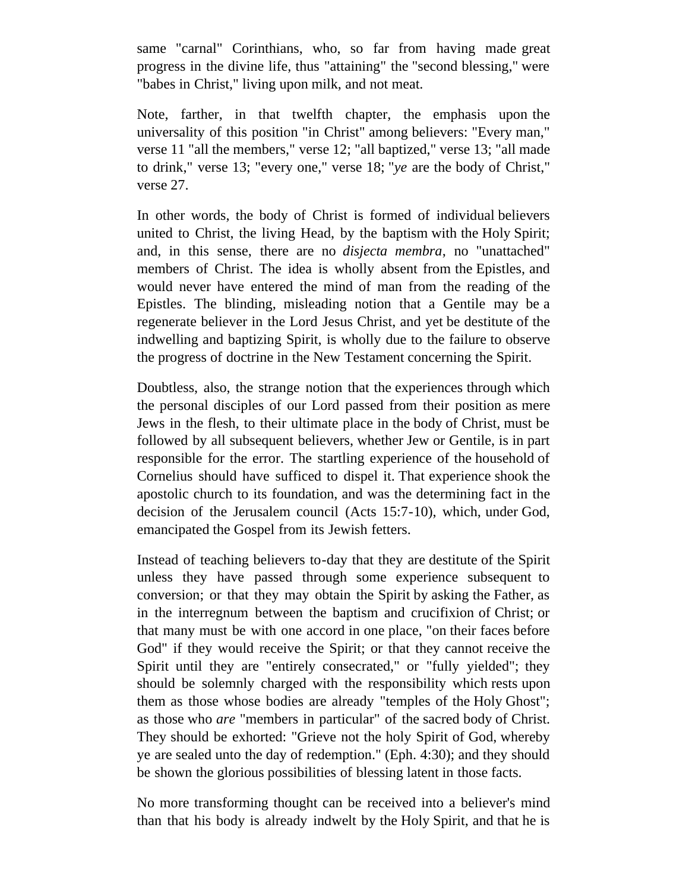same "carnal" Corinthians, who, so far from having made great progress in the divine life, thus "attaining" the "second blessing," were "babes in Christ," living upon milk, and not meat.

Note, farther, in that twelfth chapter, the emphasis upon the universality of this position "in Christ" among believers: "Every man," verse 11 "all the members," verse 12; "all baptized," verse 13; "all made to drink," verse 13; "every one," verse 18; "*ye* are the body of Christ," verse 27.

In other words, the body of Christ is formed of individual believers united to Christ, the living Head, by the baptism with the Holy Spirit; and, in this sense, there are no *disjecta membra*, no "unattached" members of Christ. The idea is wholly absent from the Epistles, and would never have entered the mind of man from the reading of the Epistles. The blinding, misleading notion that a Gentile may be a regenerate believer in the Lord Jesus Christ, and yet be destitute of the indwelling and baptizing Spirit, is wholly due to the failure to observe the progress of doctrine in the New Testament concerning the Spirit.

Doubtless, also, the strange notion that the experiences through which the personal disciples of our Lord passed from their position as mere Jews in the flesh, to their ultimate place in the body of Christ, must be followed by all subsequent believers, whether Jew or Gentile, is in part responsible for the error. The startling experience of the household of Cornelius should have sufficed to dispel it. That experience shook the apostolic church to its foundation, and was the determining fact in the decision of the Jerusalem council (Acts 15:7-10), which, under God, emancipated the Gospel from its Jewish fetters.

Instead of teaching believers to-day that they are destitute of the Spirit unless they have passed through some experience subsequent to conversion; or that they may obtain the Spirit by asking the Father, as in the interregnum between the baptism and crucifixion of Christ; or that many must be with one accord in one place, "on their faces before God" if they would receive the Spirit; or that they cannot receive the Spirit until they are "entirely consecrated," or "fully yielded"; they should be solemnly charged with the responsibility which rests upon them as those whose bodies are already "temples of the Holy Ghost"; as those who *are* "members in particular" of the sacred body of Christ. They should be exhorted: "Grieve not the holy Spirit of God, whereby ye are sealed unto the day of redemption." (Eph. 4:30); and they should be shown the glorious possibilities of blessing latent in those facts.

No more transforming thought can be received into a believer's mind than that his body is already indwelt by the Holy Spirit, and that he is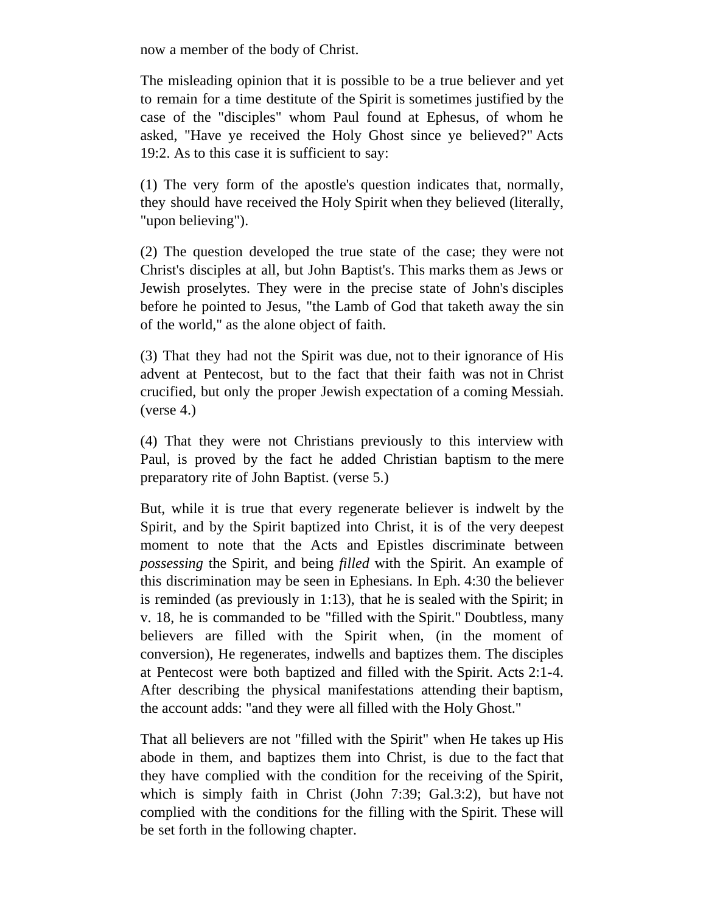now a member of the body of Christ.

The misleading opinion that it is possible to be a true believer and yet to remain for a time destitute of the Spirit is sometimes justified by the case of the "disciples" whom Paul found at Ephesus, of whom he asked, "Have ye received the Holy Ghost since ye believed?" Acts 19:2. As to this case it is sufficient to say:

(1) The very form of the apostle's question indicates that, normally, they should have received the Holy Spirit when they believed (literally, "upon believing").

(2) The question developed the true state of the case; they were not Christ's disciples at all, but John Baptist's. This marks them as Jews or Jewish proselytes. They were in the precise state of John's disciples before he pointed to Jesus, "the Lamb of God that taketh away the sin of the world," as the alone object of faith.

(3) That they had not the Spirit was due, not to their ignorance of His advent at Pentecost, but to the fact that their faith was not in Christ crucified, but only the proper Jewish expectation of a coming Messiah. (verse 4.)

(4) That they were not Christians previously to this interview with Paul, is proved by the fact he added Christian baptism to the mere preparatory rite of John Baptist. (verse 5.)

But, while it is true that every regenerate believer is indwelt by the Spirit, and by the Spirit baptized into Christ, it is of the very deepest moment to note that the Acts and Epistles discriminate between *possessing* the Spirit, and being *filled* with the Spirit. An example of this discrimination may be seen in Ephesians. In Eph. 4:30 the believer is reminded (as previously in 1:13), that he is sealed with the Spirit; in v. 18, he is commanded to be "filled with the Spirit." Doubtless, many believers are filled with the Spirit when, (in the moment of conversion), He regenerates, indwells and baptizes them. The disciples at Pentecost were both baptized and filled with the Spirit. Acts 2:1-4. After describing the physical manifestations attending their baptism, the account adds: "and they were all filled with the Holy Ghost."

That all believers are not "filled with the Spirit" when He takes up His abode in them, and baptizes them into Christ, is due to the fact that they have complied with the condition for the receiving of the Spirit, which is simply faith in Christ (John 7:39; Gal.3:2), but have not complied with the conditions for the filling with the Spirit. These will be set forth in the following chapter.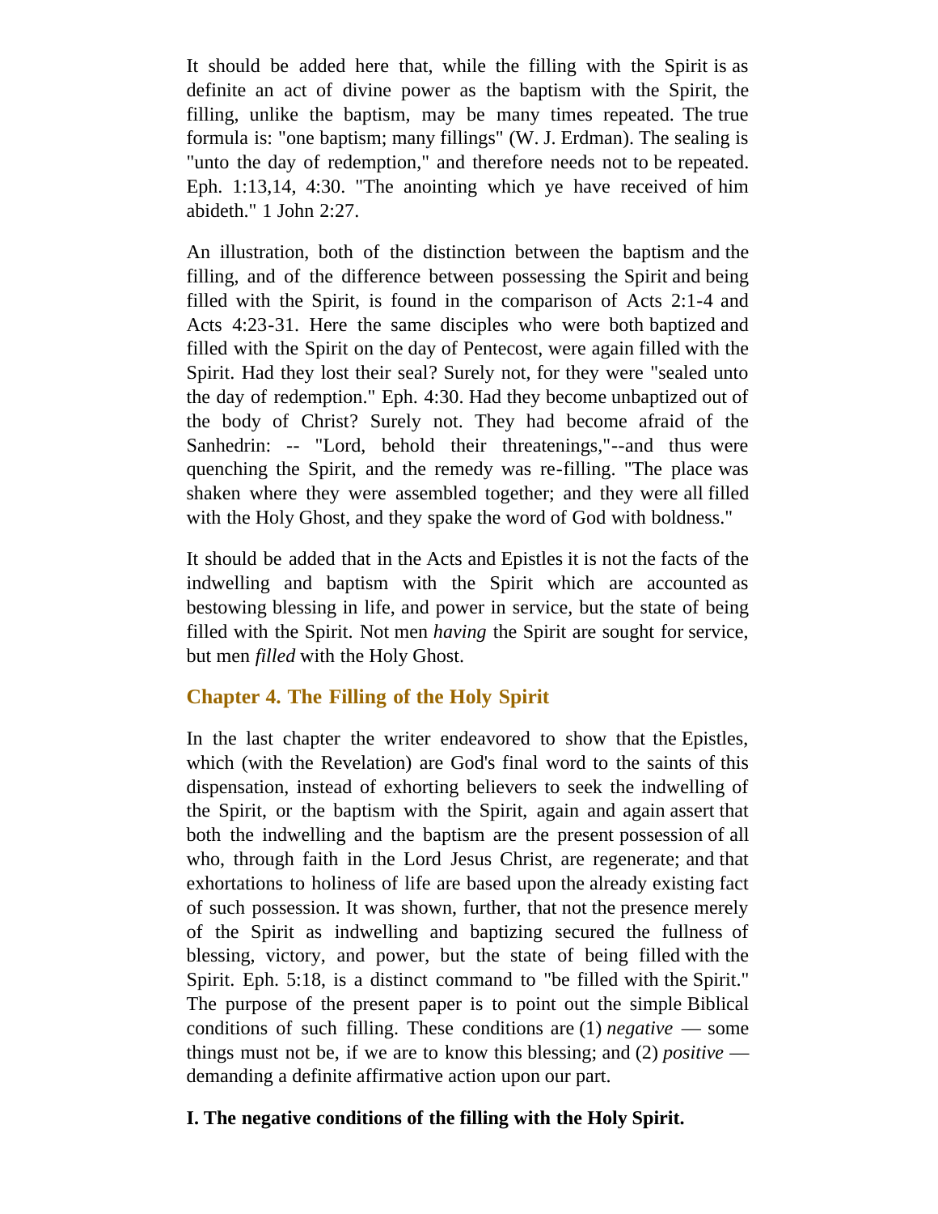It should be added here that, while the filling with the Spirit is as definite an act of divine power as the baptism with the Spirit, the filling, unlike the baptism, may be many times repeated. The true formula is: "one baptism; many fillings" (W. J. Erdman). The sealing is "unto the day of redemption," and therefore needs not to be repeated. Eph. 1:13,14, 4:30. "The anointing which ye have received of him abideth." 1 John 2:27.

An illustration, both of the distinction between the baptism and the filling, and of the difference between possessing the Spirit and being filled with the Spirit, is found in the comparison of Acts 2:1-4 and Acts 4:23-31. Here the same disciples who were both baptized and filled with the Spirit on the day of Pentecost, were again filled with the Spirit. Had they lost their seal? Surely not, for they were "sealed unto the day of redemption." Eph. 4:30. Had they become unbaptized out of the body of Christ? Surely not. They had become afraid of the Sanhedrin: -- "Lord, behold their threatenings,"--and thus were quenching the Spirit, and the remedy was re-filling. "The place was shaken where they were assembled together; and they were all filled with the Holy Ghost, and they spake the word of God with boldness."

It should be added that in the Acts and Epistles it is not the facts of the indwelling and baptism with the Spirit which are accounted as bestowing blessing in life, and power in service, but the state of being filled with the Spirit. Not men *having* the Spirit are sought for service, but men *filled* with the Holy Ghost.

## Chapter 4. The Filling of the Holy Spirit

In the last chapter the writer endeavored to show that the Epistles, which (with the Revelation) are God's final word to the saints of this dispensation, instead of exhorting believers to seek the indwelling of the Spirit, or the baptism with the Spirit, again and again assert that both the indwelling and the baptism are the present possession of all who, through faith in the Lord Jesus Christ, are regenerate; and that exhortations to holiness of life are based upon the already existing fact of such possession. It was shown, further, that not the presence merely of the Spirit as indwelling and baptizing secured the fullness of blessing, victory, and power, but the state of being filled with the Spirit. Eph. 5:18, is a distinct command to "be filled with the Spirit." The purpose of the present paper is to point out the simple Biblical conditions of such filling. These conditions are (1) *negative* — some things must not be, if we are to know this blessing; and (2) *positive* — demanding a definite affirmative action upon our part.

**I. The negative conditions of the filling with the Holy Spirit.**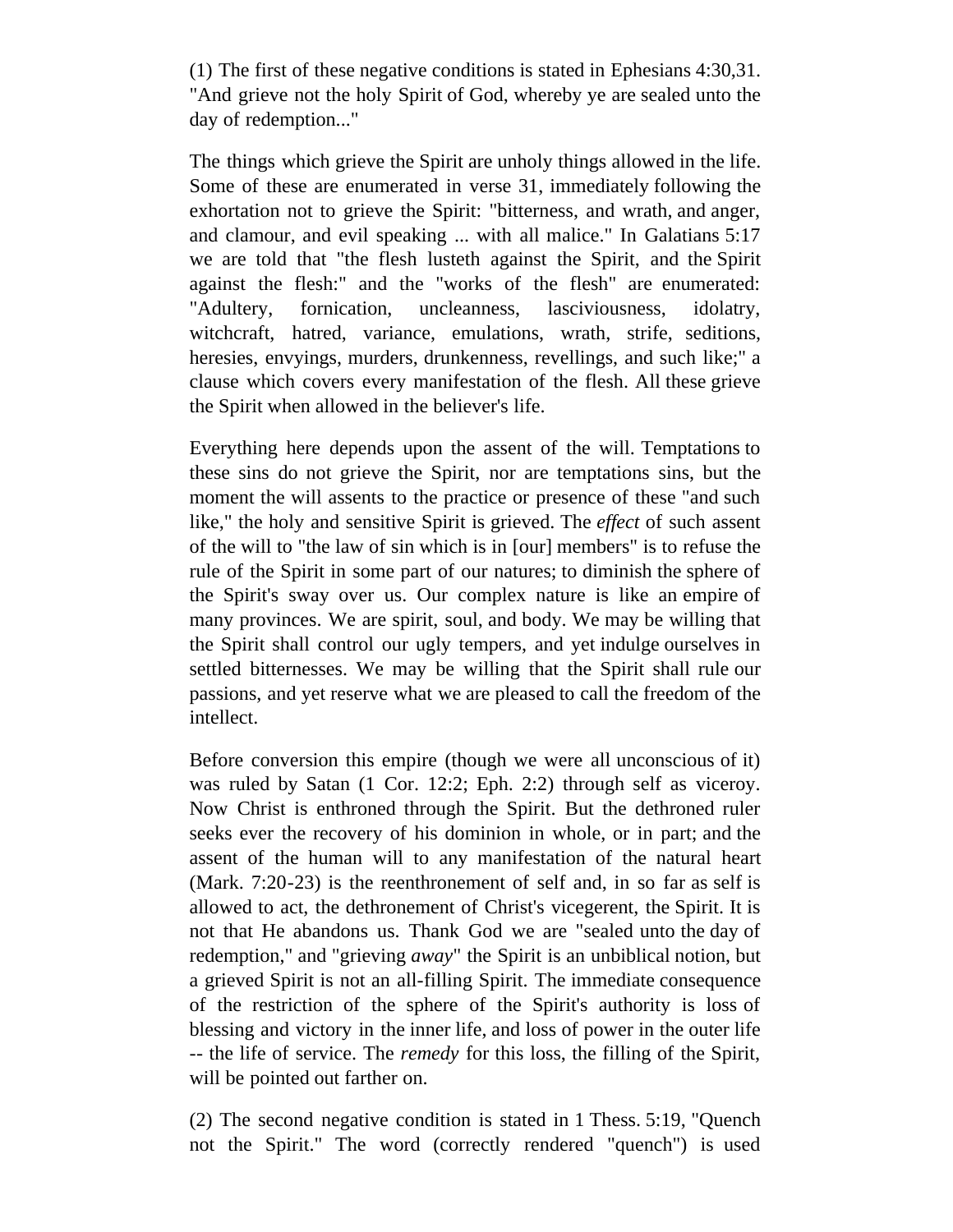(1) The first of these negative conditions is stated in Ephesians 4:30,31. "And grieve not the holy Spirit of God, whereby ye are sealed unto the day of redemption..."

The things which grieve the Spirit are unholy things allowed in the life. Some of these are enumerated in verse 31, immediately following the exhortation not to grieve the Spirit: "bitterness, and wrath, and anger, and clamour, and evil speaking ... with all malice." In Galatians 5:17 we are told that "the flesh lusteth against the Spirit, and the Spirit against the flesh:" and the "works of the flesh" are enumerated: "Adultery, fornication, uncleanness, lasciviousness, idolatry, witchcraft, hatred, variance, emulations, wrath, strife, seditions, heresies, envyings, murders, drunkenness, revellings, and such like;" a clause which covers every manifestation of the flesh. All these grieve the Spirit when allowed in the believer's life.

Everything here depends upon the assent of the will. Temptations to these sins do not grieve the Spirit, nor are temptations sins, but the moment the will assents to the practice or presence of these "and such like," the holy and sensitive Spirit is grieved. The *effect* of such assent of the will to "the law of sin which is in [our] members" is to refuse the rule of the Spirit in some part of our natures; to diminish the sphere of the Spirit's sway over us. Our complex nature is like an empire of many provinces. We are spirit, soul, and body. We may be willing that the Spirit shall control our ugly tempers, and yet indulge ourselves in settled bitternesses. We may be willing that the Spirit shall rule our passions, and yet reserve what we are pleased to call the freedom of the intellect.

Before conversion this empire (though we were all unconscious of it) was ruled by Satan (1 Cor. 12:2; Eph. 2:2) through self as viceroy. Now Christ is enthroned through the Spirit. But the dethroned ruler seeks ever the recovery of his dominion in whole, or in part; and the assent of the human will to any manifestation of the natural heart (Mark. 7:20-23) is the reenthronement of self and, in so far as self is allowed to act, the dethronement of Christ's vicegerent, the Spirit. It is not that He abandons us. Thank God we are "sealed unto the day of redemption," and "grieving *away*" the Spirit is an unbiblical notion, but a grieved Spirit is not an all-filling Spirit. The immediate consequence of the restriction of the sphere of the Spirit's authority is loss of blessing and victory in the inner life, and loss of power in the outer life -- the life of service. The *remedy* for this loss, the filling of the Spirit, will be pointed out farther on.

(2) The second negative condition is stated in 1 Thess. 5:19, "Quench not the Spirit." The word (correctly rendered "quench") is used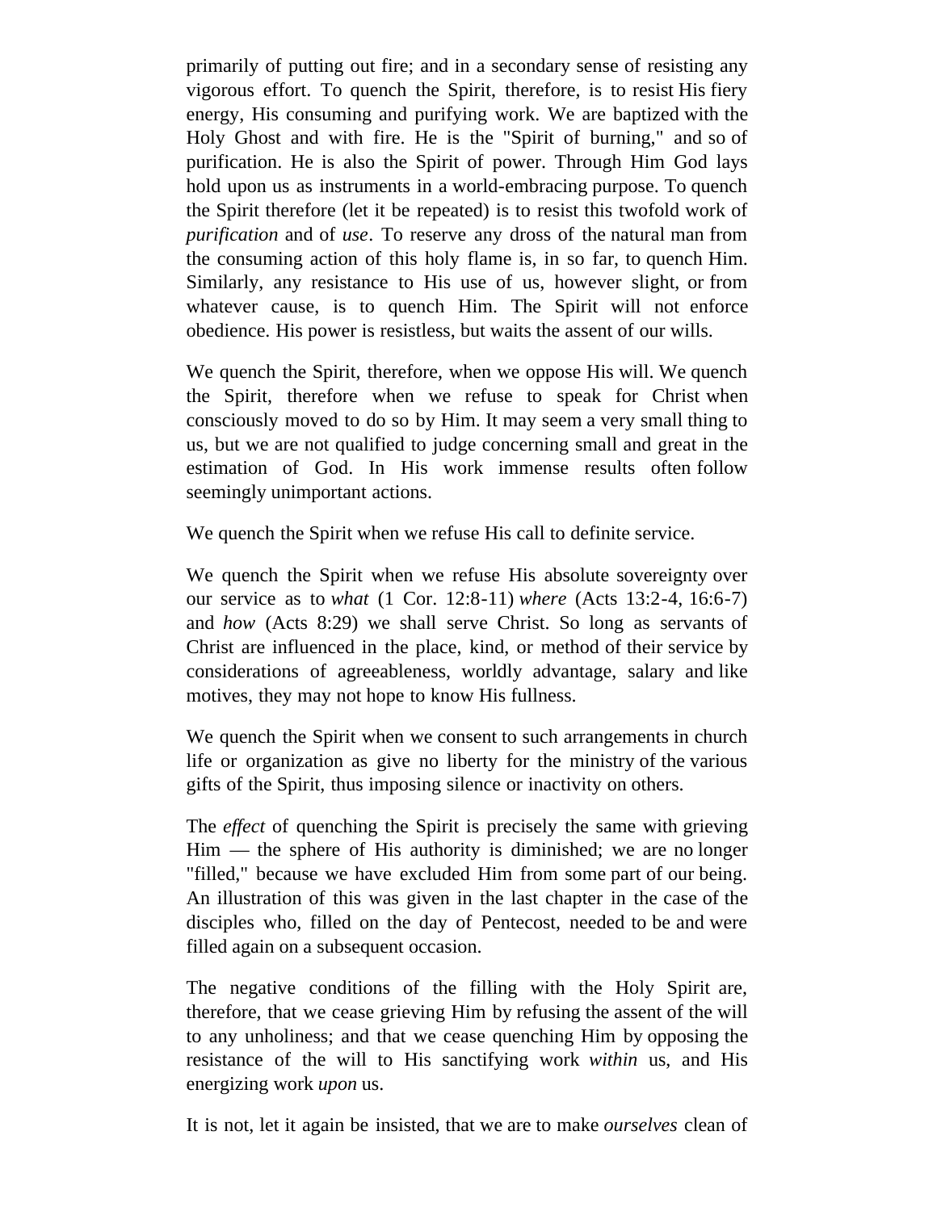primarily of putting out fire; and in a secondary sense of resisting any vigorous effort. To quench the Spirit, therefore, is to resist His fiery energy, His consuming and purifying work. We are baptized with the Holy Ghost and with fire. He is the "Spirit of burning," and so of purification. He is also the Spirit of power. Through Him God lays hold upon us as instruments in a world-embracing purpose. To quench the Spirit therefore (let it be repeated) is to resist this twofold work of *purification* and of *use*. To reserve any dross of the natural man from the consuming action of this holy flame is, in so far, to quench Him. Similarly, any resistance to His use of us, however slight, or from whatever cause, is to quench Him. The Spirit will not enforce obedience. His power is resistless, but waits the assent of our wills.

We quench the Spirit, therefore, when we oppose His will. We quench the Spirit, therefore when we refuse to speak for Christ when consciously moved to do so by Him. It may seem a very small thing to us, but we are not qualified to judge concerning small and great in the estimation of God. In His work immense results often follow seemingly unimportant actions.

We quench the Spirit when we refuse His call to definite service.

We quench the Spirit when we refuse His absolute sovereignty over our service as to *what* (1 Cor. 12:8-11) *where* (Acts 13:2-4, 16:6-7) and *how* (Acts 8:29) we shall serve Christ. So long as servants of Christ are influenced in the place, kind, or method of their service by considerations of agreeableness, worldly advantage, salary and like motives, they may not hope to know His fullness.

We quench the Spirit when we consent to such arrangements in church life or organization as give no liberty for the ministry of the various gifts of the Spirit, thus imposing silence or inactivity on others.

The *effect* of quenching the Spirit is precisely the same with grieving Him — the sphere of His authority is diminished; we are no longer "filled," because we have excluded Him from some part of our being. An illustration of this was given in the last chapter in the case of the disciples who, filled on the day of Pentecost, needed to be and were filled again on a subsequent occasion.

The negative conditions of the filling with the Holy Spirit are, therefore, that we cease grieving Him by refusing the assent of the will to any unholiness; and that we cease quenching Him by opposing the resistance of the will to His sanctifying work *within* us, and His energizing work *upon* us.

It is not, let it again be insisted, that we are to make *ourselves* clean of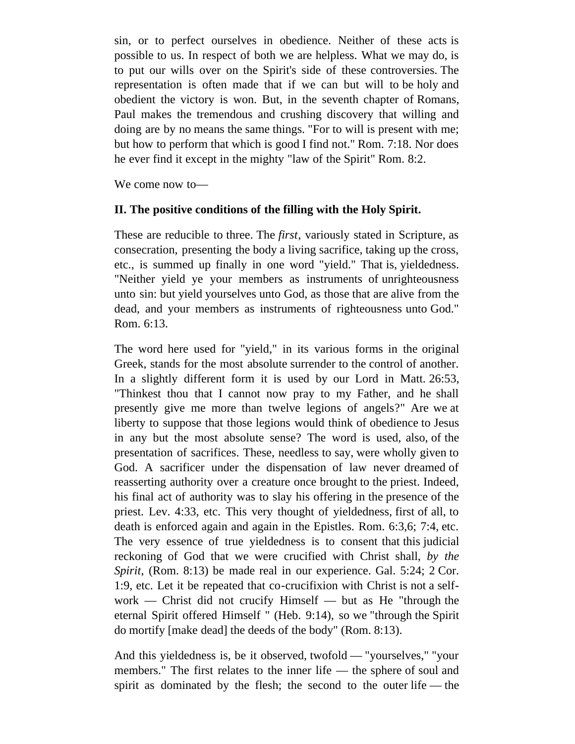sin, or to perfect ourselves in obedience. Neither of these acts is possible to us. In respect of both we are helpless. What we may do, is to put our wills over on the Spirit's side of these controversies. The representation is often made that if we can but will to be holy and obedient the victory is won. But, in the seventh chapter of Romans, Paul makes the tremendous and crushing discovery that willing and doing are by no means the same things. "For to will is present with me; but how to perform that which is good I find not." Rom. 7:18. Nor does he ever find it except in the mighty "law of the Spirit" Rom. 8:2.

We come now to—

**II. The positive conditions of the filling with the Holy Spirit.**

These are reducible to three. The *first*, variously stated in Scripture, as consecration, presenting the body a living sacrifice, taking up the cross, etc., is summed up finally in one word "yield." That is, yieldedness. "Neither yield ye your members as instruments of unrighteousness unto sin: but yield yourselves unto God, as those that are alive from the dead, and your members as instruments of righteousness unto God." Rom. 6:13.

The word here used for "yield," in its various forms in the original Greek, stands for the most absolute surrender to the control of another. In a slightly different form it is used by our Lord in Matt. 26:53, "Thinkest thou that I cannot now pray to my Father, and he shall presently give me more than twelve legions of angels?" Are we at liberty to suppose that those legions would think of obedience to Jesus in any but the most absolute sense? The word is used, also, of the presentation of sacrifices. These, needless to say, were wholly given to God. A sacrificer under the dispensation of law never dreamed of reasserting authority over a creature once brought to the priest. Indeed, his final act of authority was to slay his offering in the presence of the priest. Lev. 4:33, etc. This very thought of yieldedness, first of all, to death is enforced again and again in the Epistles. Rom. 6:3,6; 7:4, etc. The very essence of true yieldedness is to consent that this judicial reckoning of God that we were crucified with Christ shall, *by the Spirit*, (Rom. 8:13) be made real in our experience. Gal. 5:24; 2 Cor. 1:9, etc. Let it be repeated that co-crucifixion with Christ is not a self-work — Christ did not crucify Himself — but as He "through the eternal Spirit offered Himself " (Heb. 9:14), so we "through the Spirit do mortify [make dead] the deeds of the body" (Rom. 8:13).

And this yieldedness is, be it observed, twofold — "yourselves," "your members." The first relates to the inner life — the sphere of soul and spirit as dominated by the flesh; the second to the outer life — the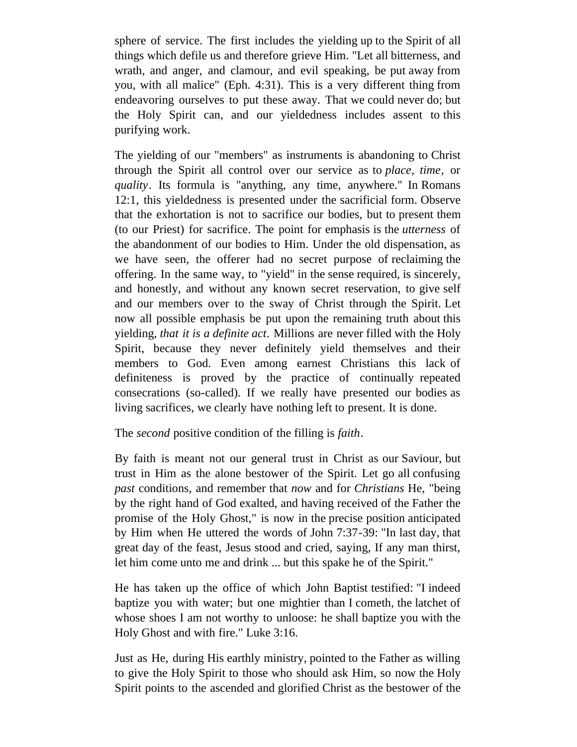sphere of service. The first includes the yielding up to the Spirit of all things which defile us and therefore grieve Him. "Let all bitterness, and wrath, and anger, and clamour, and evil speaking, be put away from you, with all malice" (Eph. 4:31). This is a very different thing from endeavoring ourselves to put these away. That we could never do; but the Holy Spirit can, and our yieldedness includes assent to this purifying work.

The yielding of our "members" as instruments is abandoning to Christ through the Spirit all control over our service as to *place*, *time*, or *quality*. Its formula is "anything, any time, anywhere." In Romans 12:1, this yieldedness is presented under the sacrificial form. Observe that the exhortation is not to sacrifice our bodies, but to present them (to our Priest) for sacrifice. The point for emphasis is the *utterness* of the abandonment of our bodies to Him. Under the old dispensation, as we have seen, the offerer had no secret purpose of reclaiming the offering. In the same way, to "yield" in the sense required, is sincerely, and honestly, and without any known secret reservation, to give self and our members over to the sway of Christ through the Spirit. Let now all possible emphasis be put upon the remaining truth about this yielding, *that it is a definite act*. Millions are never filled with the Holy Spirit, because they never definitely yield themselves and their members to God. Even among earnest Christians this lack of definiteness is proved by the practice of continually repeated consecrations (so-called). If we really have presented our bodies as living sacrifices, we clearly have nothing left to present. It is done.

The *second* positive condition of the filling is *faith*.

By faith is meant not our general trust in Christ as our Saviour, but trust in Him as the alone bestower of the Spirit. Let go all confusing *past* conditions, and remember that *now* and for *Christians* He, "being by the right hand of God exalted, and having received of the Father the promise of the Holy Ghost," is now in the precise position anticipated by Him when He uttered the words of John 7:37-39: "In last day, that great day of the feast, Jesus stood and cried, saying, If any man thirst, let him come unto me and drink ... but this spake he of the Spirit."

He has taken up the office of which John Baptist testified: "I indeed baptize you with water; but one mightier than I cometh, the latchet of whose shoes I am not worthy to unloose: he shall baptize you with the Holy Ghost and with fire." Luke 3:16.

Just as He, during His earthly ministry, pointed to the Father as willing to give the Holy Spirit to those who should ask Him, so now the Holy Spirit points to the ascended and glorified Christ as the bestower of the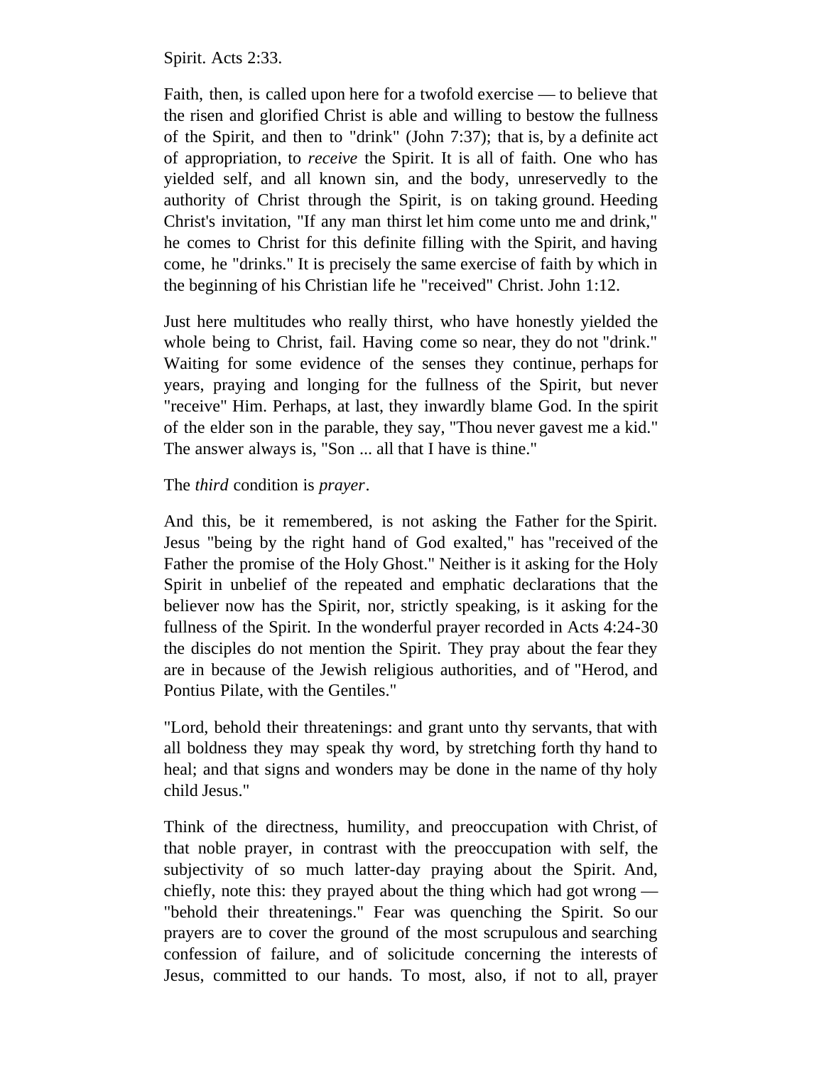Spirit. Acts 2:33.

Faith, then, is called upon here for a twofold exercise — to believe that the risen and glorified Christ is able and willing to bestow the fullness of the Spirit, and then to "drink" (John 7:37); that is, by a definite act of appropriation, to *receive* the Spirit. It is all of faith. One who has yielded self, and all known sin, and the body, unreservedly to the authority of Christ through the Spirit, is on taking ground. Heeding Christ's invitation, "If any man thirst let him come unto me and drink," he comes to Christ for this definite filling with the Spirit, and having come, he "drinks." It is precisely the same exercise of faith by which in the beginning of his Christian life he "received" Christ. John 1:12.

Just here multitudes who really thirst, who have honestly yielded the whole being to Christ, fail. Having come so near, they do not "drink." Waiting for some evidence of the senses they continue, perhaps for years, praying and longing for the fullness of the Spirit, but never "receive" Him. Perhaps, at last, they inwardly blame God. In the spirit of the elder son in the parable, they say, "Thou never gavest me a kid." The answer always is, "Son ... all that I have is thine."

The *third* condition is *prayer*.

And this, be it remembered, is not asking the Father for the Spirit. Jesus "being by the right hand of God exalted," has "received of the Father the promise of the Holy Ghost." Neither is it asking for the Holy Spirit in unbelief of the repeated and emphatic declarations that the believer now has the Spirit, nor, strictly speaking, is it asking for the fullness of the Spirit. In the wonderful prayer recorded in Acts 4:24-30 the disciples do not mention the Spirit. They pray about the fear they are in because of the Jewish religious authorities, and of "Herod, and Pontius Pilate, with the Gentiles."

"Lord, behold their threatenings: and grant unto thy servants, that with all boldness they may speak thy word, by stretching forth thy hand to heal; and that signs and wonders may be done in the name of thy holy child Jesus."

Think of the directness, humility, and preoccupation with Christ, of that noble prayer, in contrast with the preoccupation with self, the subjectivity of so much latter-day praying about the Spirit. And, chiefly, note this: they prayed about the thing which had got wrong — "behold their threatenings." Fear was quenching the Spirit. So our prayers are to cover the ground of the most scrupulous and searching confession of failure, and of solicitude concerning the interests of Jesus, committed to our hands. To most, also, if not to all, prayer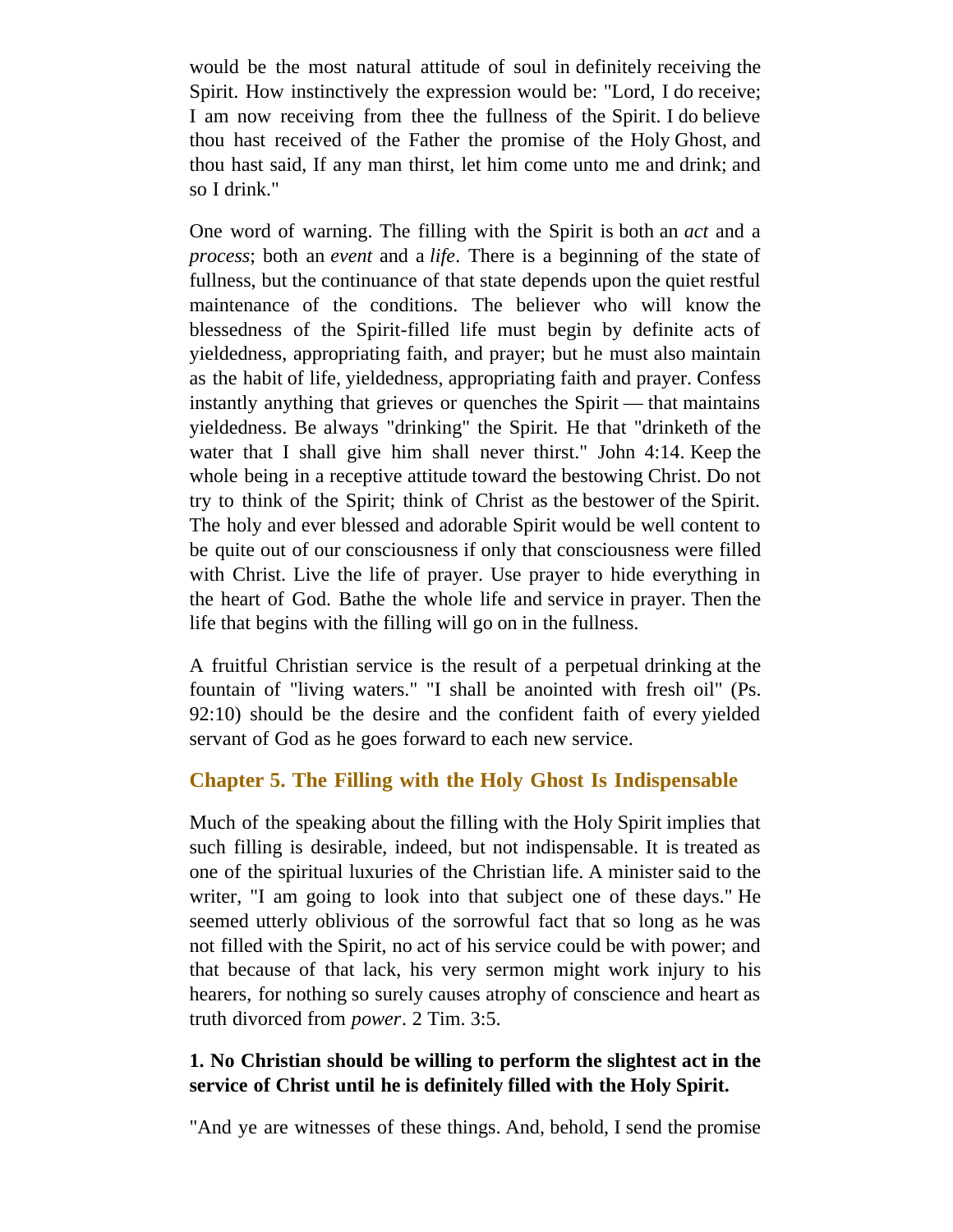would be the most natural attitude of soul in definitely receiving the Spirit. How instinctively the expression would be: "Lord, I do receive; I am now receiving from thee the fullness of the Spirit. I do believe thou hast received of the Father the promise of the Holy Ghost, and thou hast said, If any man thirst, let him come unto me and drink; and so I drink."

One word of warning. The filling with the Spirit is both an *act* and a *process*; both an *event* and a *life*. There is a beginning of the state of fullness, but the continuance of that state depends upon the quiet restful maintenance of the conditions. The believer who will know the blessedness of the Spirit-filled life must begin by definite acts of yieldedness, appropriating faith, and prayer; but he must also maintain as the habit of life, yieldedness, appropriating faith and prayer. Confess instantly anything that grieves or quenches the Spirit — that maintains yieldedness. Be always "drinking" the Spirit. He that "drinketh of the water that I shall give him shall never thirst." John 4:14. Keep the whole being in a receptive attitude toward the bestowing Christ. Do not try to think of the Spirit; think of Christ as the bestower of the Spirit. The holy and ever blessed and adorable Spirit would be well content to be quite out of our consciousness if only that consciousness were filled with Christ. Live the life of prayer. Use prayer to hide everything in the heart of God. Bathe the whole life and service in prayer. Then the life that begins with the filling will go on in the fullness.

A fruitful Christian service is the result of a perpetual drinking at the fountain of "living waters." "I shall be anointed with fresh oil" (Ps. 92:10) should be the desire and the confident faith of every yielded servant of God as he goes forward to each new service.

## Chapter 5. The Filling with the Holy Ghost Is Indispensable

Much of the speaking about the filling with the Holy Spirit implies that such filling is desirable, indeed, but not indispensable. It is treated as one of the spiritual luxuries of the Christian life. A minister said to the writer, "I am going to look into that subject one of these days." He seemed utterly oblivious of the sorrowful fact that so long as he was not filled with the Spirit, no act of his service could be with power; and that because of that lack, his very sermon might work injury to his hearers, for nothing so surely causes atrophy of conscience and heart as truth divorced from *power*. 2 Tim. 3:5.

### 1. No Christian should be willing to perform the slightest act in the service of Christ until he is definitely filled with the Holy Spirit.

"And ye are witnesses of these things. And, behold, I send the promise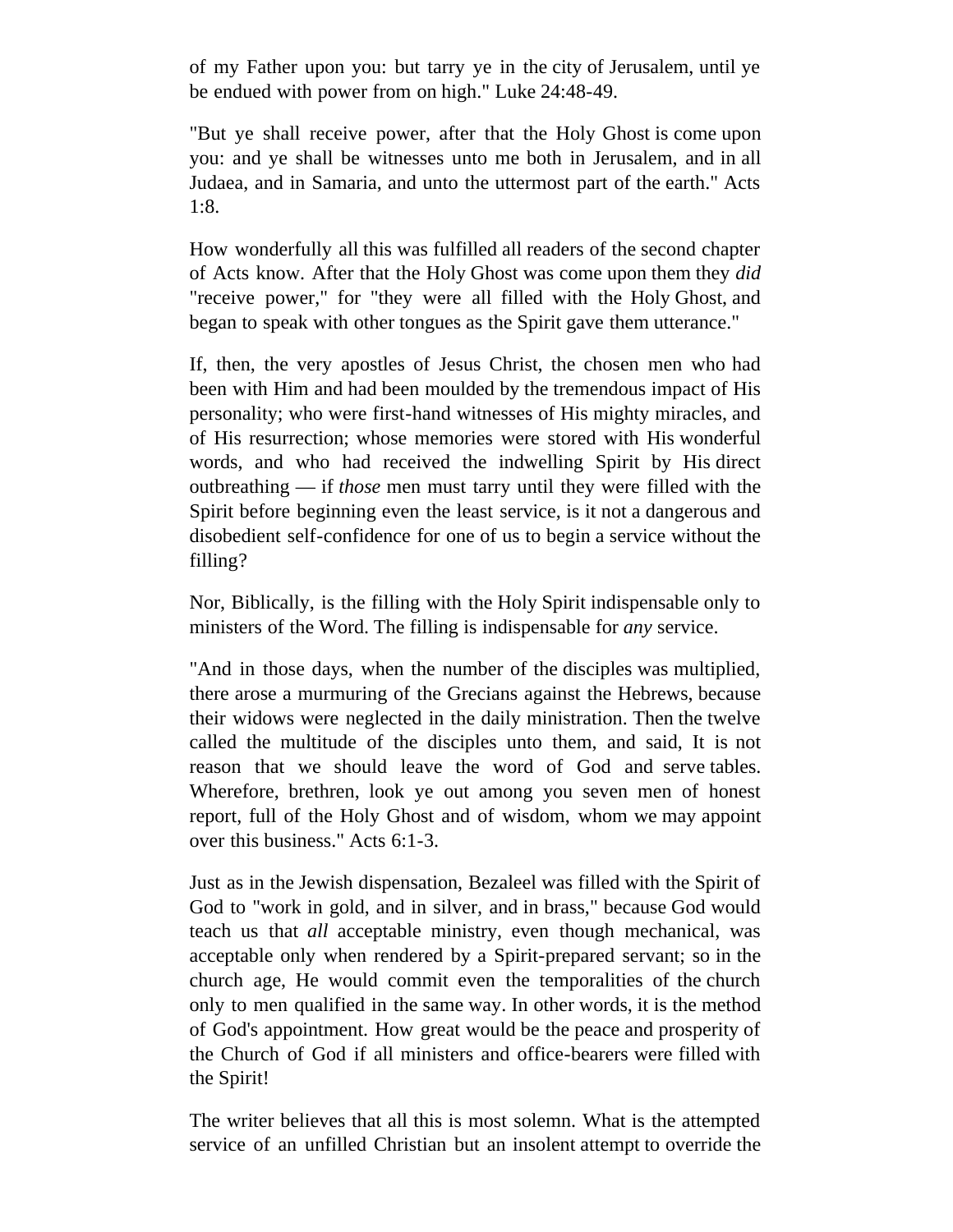of my Father upon you: but tarry ye in the city of Jerusalem, until ye be endued with power from on high." Luke 24:48-49.

"But ye shall receive power, after that the Holy Ghost is come upon you: and ye shall be witnesses unto me both in Jerusalem, and in all Judaea, and in Samaria, and unto the uttermost part of the earth." Acts 1:8.

How wonderfully all this was fulfilled all readers of the second chapter of Acts know. After that the Holy Ghost was come upon them they *did* "receive power," for "they were all filled with the Holy Ghost, and began to speak with other tongues as the Spirit gave them utterance."

If, then, the very apostles of Jesus Christ, the chosen men who had been with Him and had been moulded by the tremendous impact of His personality; who were first-hand witnesses of His mighty miracles, and of His resurrection; whose memories were stored with His wonderful words, and who had received the indwelling Spirit by His direct outbreathing — if *those* men must tarry until they were filled with the Spirit before beginning even the least service, is it not a dangerous and disobedient self-confidence for one of us to begin a service without the filling?

Nor, Biblically, is the filling with the Holy Spirit indispensable only to ministers of the Word. The filling is indispensable for *any* service.

"And in those days, when the number of the disciples was multiplied, there arose a murmuring of the Grecians against the Hebrews, because their widows were neglected in the daily ministration. Then the twelve called the multitude of the disciples unto them, and said, It is not reason that we should leave the word of God and serve tables. Wherefore, brethren, look ye out among you seven men of honest report, full of the Holy Ghost and of wisdom, whom we may appoint over this business." Acts 6:1-3.

Just as in the Jewish dispensation, Bezaleel was filled with the Spirit of God to "work in gold, and in silver, and in brass," because God would teach us that *all* acceptable ministry, even though mechanical, was acceptable only when rendered by a Spirit-prepared servant; so in the church age, He would commit even the temporalities of the church only to men qualified in the same way. In other words, it is the method of God's appointment. How great would be the peace and prosperity of the Church of God if all ministers and office-bearers were filled with the Spirit!

The writer believes that all this is most solemn. What is the attempted service of an unfilled Christian but an insolent attempt to override the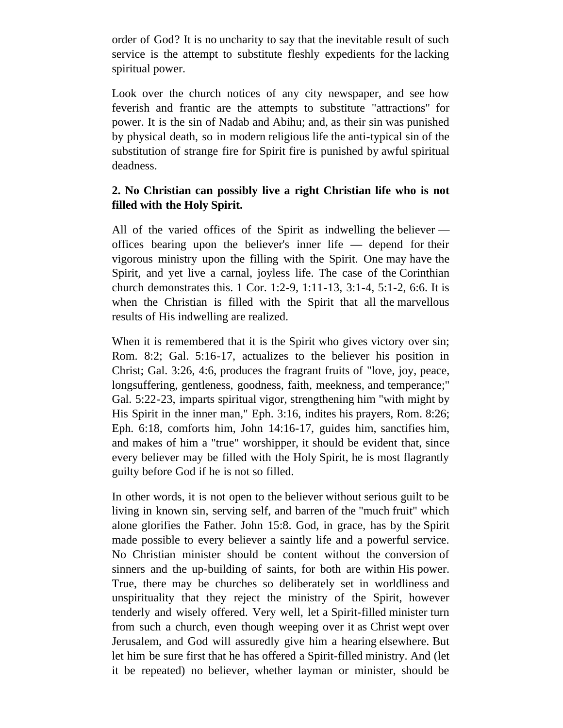order of God? It is no uncharity to say that the inevitable result of such service is the attempt to substitute fleshly expedients for the lacking spiritual power.

Look over the church notices of any city newspaper, and see how feverish and frantic are the attempts to substitute "attractions" for power. It is the sin of Nadab and Abihu; and, as their sin was punished by physical death, so in modern religious life the anti-typical sin of the substitution of strange fire for Spirit fire is punished by awful spiritual deadness.

**2. No Christian can possibly live a right Christian life who is not filled with the Holy Spirit.**

All of the varied offices of the Spirit as indwelling the believer — offices bearing upon the believer's inner life — depend for their vigorous ministry upon the filling with the Spirit. One may have the Spirit, and yet live a carnal, joyless life. The case of the Corinthian church demonstrates this. 1 Cor. 1:2-9, 1:11-13, 3:1-4, 5:1-2, 6:6. It is when the Christian is filled with the Spirit that all the marvellous results of His indwelling are realized.

When it is remembered that it is the Spirit who gives victory over sin; Rom. 8:2; Gal. 5:16-17, actualizes to the believer his position in Christ; Gal. 3:26, 4:6, produces the fragrant fruits of "love, joy, peace, longsuffering, gentleness, goodness, faith, meekness, and temperance;" Gal. 5:22-23, imparts spiritual vigor, strengthening him "with might by His Spirit in the inner man," Eph. 3:16, indites his prayers, Rom. 8:26; Eph. 6:18, comforts him, John 14:16-17, guides him, sanctifies him, and makes of him a "true" worshipper, it should be evident that, since every believer may be filled with the Holy Spirit, he is most flagrantly guilty before God if he is not so filled.

In other words, it is not open to the believer without serious guilt to be living in known sin, serving self, and barren of the "much fruit" which alone glorifies the Father. John 15:8. God, in grace, has by the Spirit made possible to every believer a saintly life and a powerful service. No Christian minister should be content without the conversion of sinners and the up-building of saints, for both are within His power. True, there may be churches so deliberately set in worldliness and unspirituality that they reject the ministry of the Spirit, however tenderly and wisely offered. Very well, let a Spirit-filled minister turn from such a church, even though weeping over it as Christ wept over Jerusalem, and God will assuredly give him a hearing elsewhere. But let him be sure first that he has offered a Spirit-filled ministry. And (let it be repeated) no believer, whether layman or minister, should be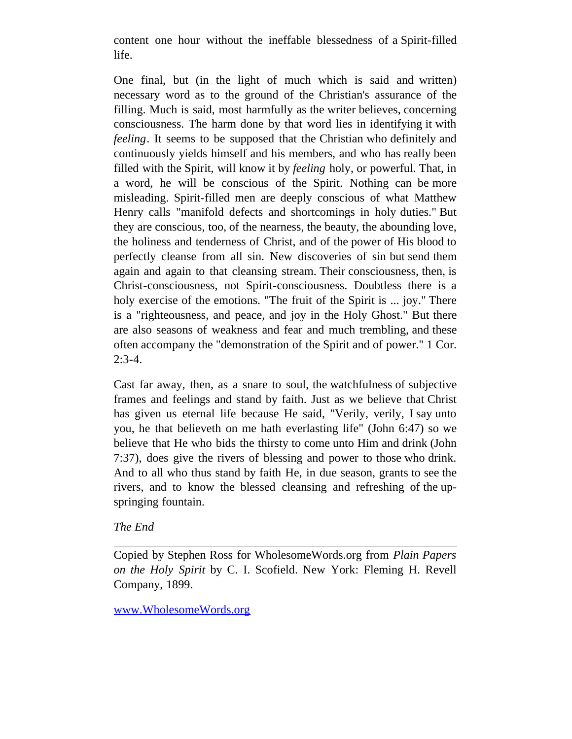content one hour without the ineffable blessedness of a Spirit-filled life.

One final, but (in the light of much which is said and written) necessary word as to the ground of the Christian's assurance of the filling. Much is said, most harmfully as the writer believes, concerning consciousness. The harm done by that word lies in identifying it with *feeling*. It seems to be supposed that the Christian who definitely and continuously yields himself and his members, and who has really been filled with the Spirit, will know it by *feeling* holy, or powerful. That, in a word, he will be conscious of the Spirit. Nothing can be more misleading. Spirit-filled men are deeply conscious of what Matthew Henry calls "manifold defects and shortcomings in holy duties." But they are conscious, too, of the nearness, the beauty, the abounding love, the holiness and tenderness of Christ, and of the power of His blood to perfectly cleanse from all sin. New discoveries of sin but send them again and again to that cleansing stream. Their consciousness, then, is Christ-consciousness, not Spirit-consciousness. Doubtless there is a holy exercise of the emotions. "The fruit of the Spirit is ... joy." There is a "righteousness, and peace, and joy in the Holy Ghost." But there are also seasons of weakness and fear and much trembling, and these often accompany the "demonstration of the Spirit and of power." 1 Cor. 2:3-4.

Cast far away, then, as a snare to soul, the watchfulness of subjective frames and feelings and stand by faith. Just as we believe that Christ has given us eternal life because He said, "Verily, verily, I say unto you, he that believeth on me hath everlasting life" (John 6:47) so we believe that He who bids the thirsty to come unto Him and drink (John 7:37), does give the rivers of blessing and power to those who drink. And to all who thus stand by faith He, in due season, grants to see the rivers, and to know the blessed cleansing and refreshing of the up-springing fountain.

*The End*

---

Copied by Stephen Ross for WholesomeWords.org from *Plain Papers on the Holy Spirit* by C. I. Scofield. New York: Fleming H. Revell Company, 1899.

www.WholesomeWords.org